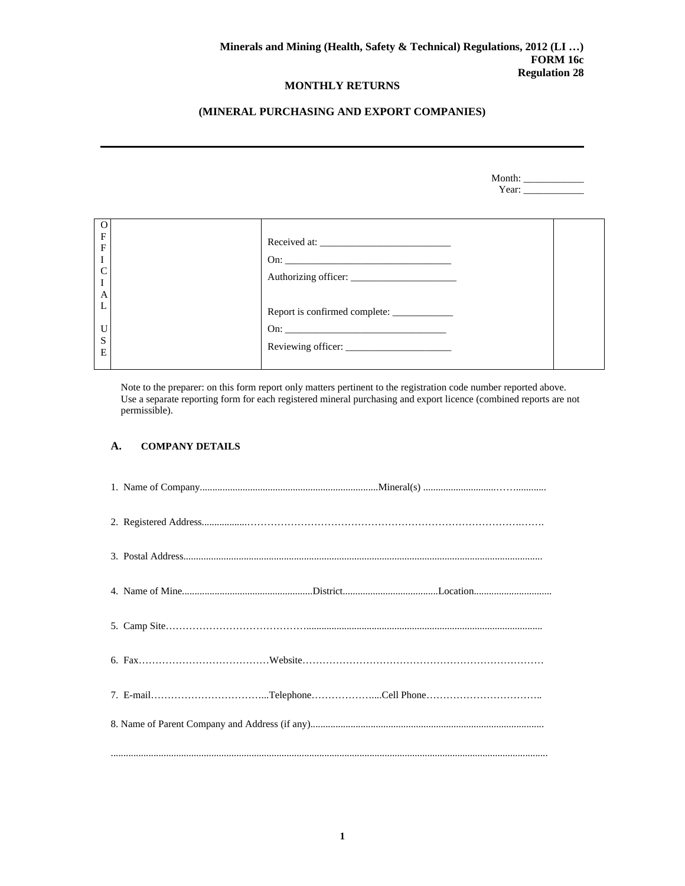**Minerals and Mining (Health, Safety & Technical) Regulations, 2012 (LI …)**
**FORM 16c**
**Regulation 28**

# MONTHLY RETURNS

## (MINERAL PURCHASING AND EXPORT COMPANIES)

---

Month: ____________
Year: ____________

| OFFICIAL USE | | Received at: __________________________<br>On: _________________________________<br>Authorizing officer: _____________________<br><br>Report is confirmed complete: ____________<br>On: ________________________________<br>Reviewing officer: _____________________ | |
|---|---|---|---|

Note to the preparer: on this form report only matters pertinent to the registration code number reported above. Use a separate reporting form for each registered mineral purchasing and export licence (combined reports are not permissible).

### A. COMPANY DETAILS

1. Name of Company.......................................................................Mineral(s) .............................…….............

2. Registered Address..................……………………………………………………………………….…….

3. Postal Address..............................................................................................................................................

4. Name of Mine....................................................District......................................Location...............................

5. Camp Site……………………………………...........................................................................................

6. Fax…………………………………Website………………………………………………………………

7. E-mail……………………………...Telephone……………….....Cell Phone……………………………..

8. Name of Parent Company and Address (if any)............................................................................................

.............................................................................................................................................................................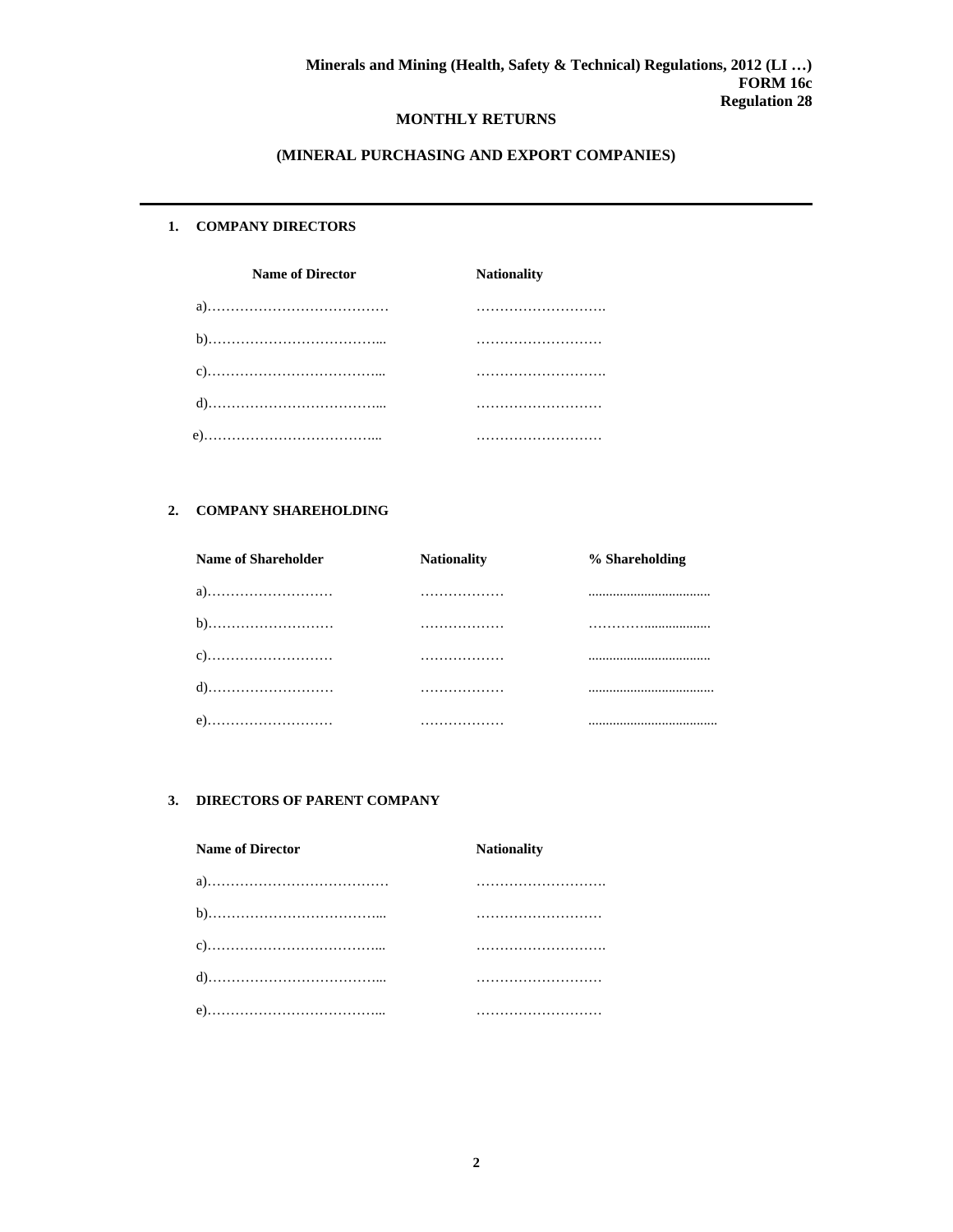**Minerals and Mining (Health, Safety & Technical) Regulations, 2012 (LI …)**
**FORM 16c**
**Regulation 28**

**MONTHLY RETURNS**

**(MINERAL PURCHASING AND EXPORT COMPANIES)**

---

## 1. COMPANY DIRECTORS

| Name of Director | Nationality |
|---|---|
| a)………………………………… | ………………………. |
| b)………………………………... | ……………………… |
| c)………………………………... | ………………………. |
| d)………………………………... | ……………………… |
| e)………………………………... | ……………………… |

## 2. COMPANY SHAREHOLDING

| Name of Shareholder | Nationality | % Shareholding |
|---|---|---|
| a)……………………… | ……………… | ................................... |
| b)……………………… | ……………… | …………................... |
| c)……………………… | ……………… | ................................... |
| d)……………………… | ……………… | .................................... |
| e)……………………… | ……………… | ..................................... |

## 3. DIRECTORS OF PARENT COMPANY

| Name of Director | Nationality |
|---|---|
| a)………………………………… | ………………………. |
| b)………………………………... | ……………………… |
| c)………………………………... | ………………………. |
| d)………………………………... | ……………………… |
| e)………………………………... | ……………………… |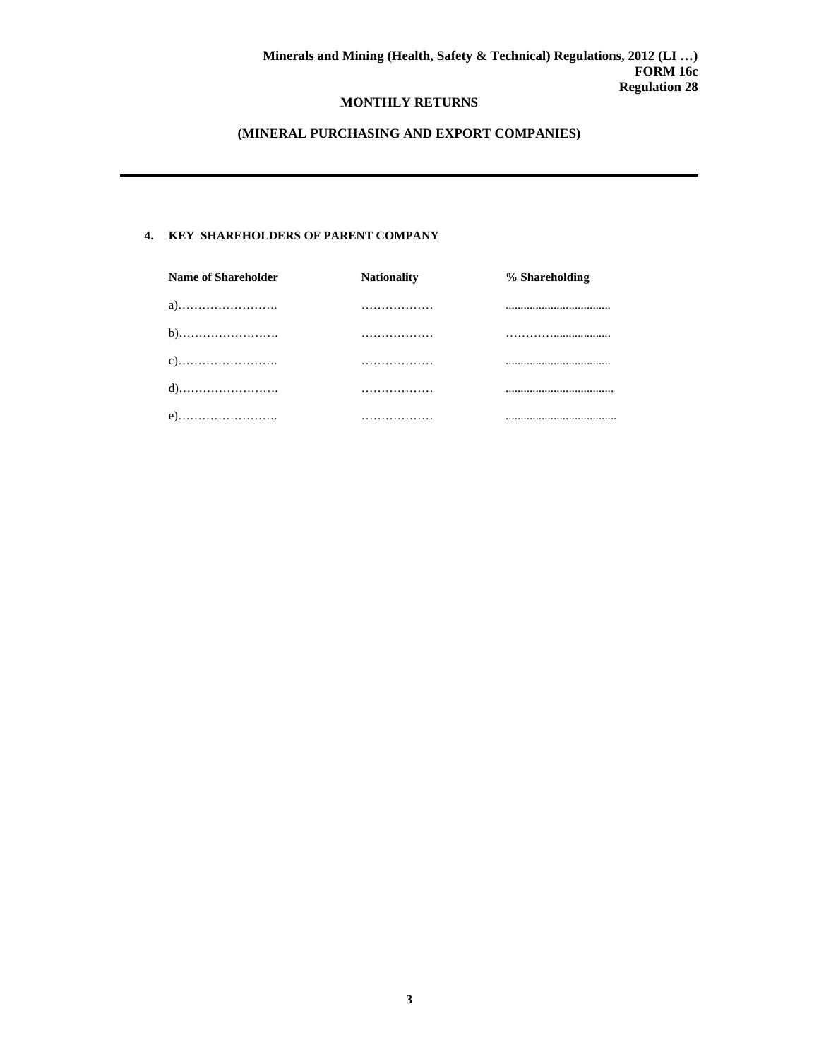**Minerals and Mining (Health, Safety & Technical) Regulations, 2012 (LI …)**
**FORM 16c**
**Regulation 28**

## MONTHLY RETURNS

## (MINERAL PURCHASING AND EXPORT COMPANIES)

---

### 4. KEY SHAREHOLDERS OF PARENT COMPANY

| Name of Shareholder | Nationality | % Shareholding |
|---|---|---|
| a)……………………. | ……………… | ................................... |
| b)……………………. | ……………… | …………................... |
| c)……………………. | ……………… | ................................... |
| d)……………………. | ……………… | .................................... |
| e)……………………. | ……………… | ..................................... |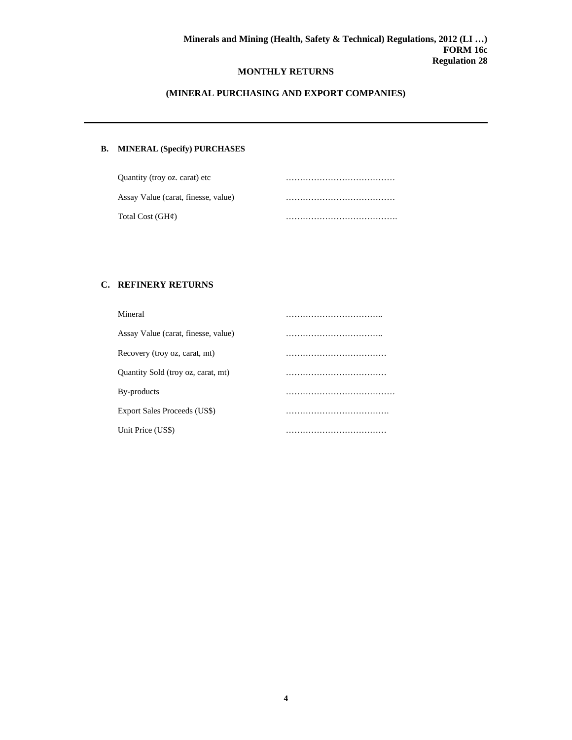**Minerals and Mining (Health, Safety & Technical) Regulations, 2012 (LI …)**
**FORM 16c**
**Regulation 28**

## MONTHLY RETURNS

## (MINERAL PURCHASING AND EXPORT COMPANIES)

---

### B. MINERAL (Specify) PURCHASES

Quantity (troy oz. carat) etc …………………………………

Assay Value (carat, finesse, value) …………………………………

Total Cost (GH¢) ………………………………….

### C. REFINERY RETURNS

Mineral ……………………………..

Assay Value (carat, finesse, value) ……………………………..

Recovery (troy oz, carat, mt) ………………………………

Quantity Sold (troy oz, carat, mt) ………………………………

By-products …………………………………

Export Sales Proceeds (US$) ……………………………….

Unit Price (US$) ………………………………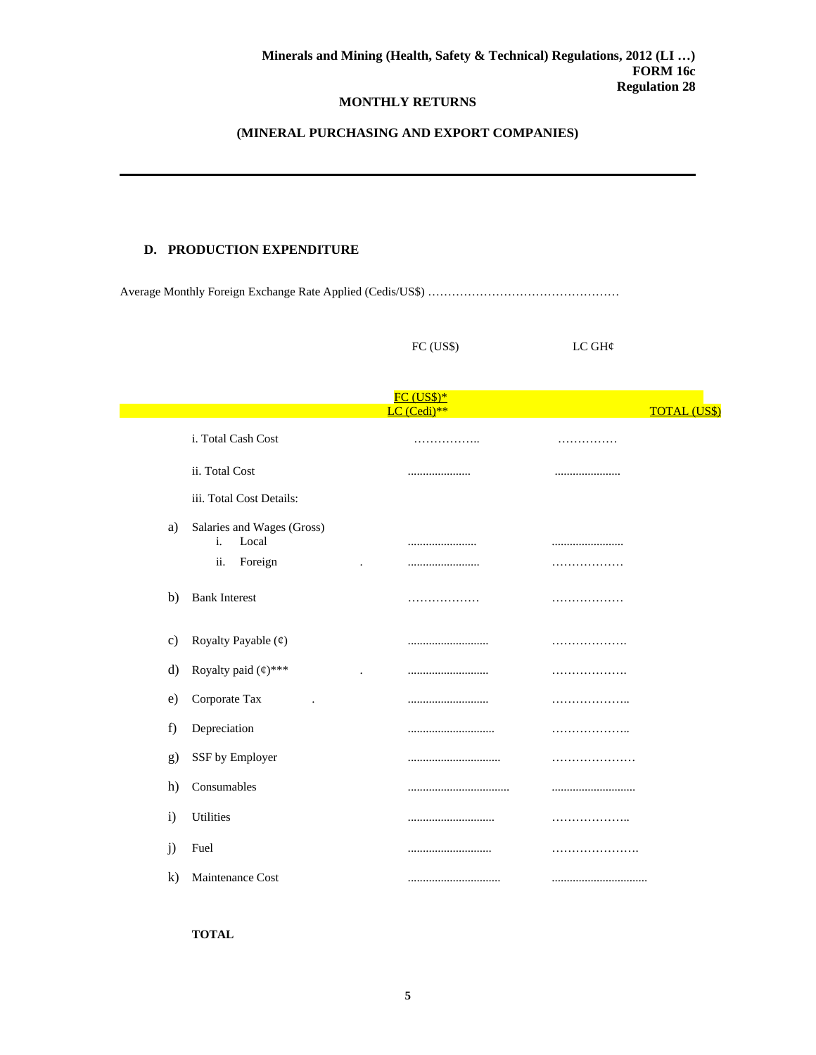**Minerals and Mining (Health, Safety & Technical) Regulations, 2012 (LI …)**
**FORM 16c**
**Regulation 28**

**MONTHLY RETURNS**

**(MINERAL PURCHASING AND EXPORT COMPANIES)**

---

### D. PRODUCTION EXPENDITURE

Average Monthly Foreign Exchange Rate Applied (Cedis/US$) …………………………………………

| | | FC (US$) | LC GH¢ | |
|---|---|---|---|---|
| | | FC (US$)* LC (Cedi)** | | TOTAL (US$) |
| | i. Total Cash Cost | …………….. | …………… | |
| | ii. Total Cost | ..................... | ...................... | |
| | iii. Total Cost Details: | | | |
| a) | Salaries and Wages (Gross) | | | |
| | i. Local | ....................... | ........................ | |
| | ii. Foreign | ........................ | ……………… | |
| b) | Bank Interest | ……………… | ……………… | |
| c) | Royalty Payable (¢) | ........................... | ………………. | |
| d) | Royalty paid (¢)*** | ........................... | ………………. | |
| e) | Corporate Tax | ........................... | ……………….. | |
| f) | Depreciation | ............................. | ……………….. | |
| g) | SSF by Employer | ............................... | ………………… | |
| h) | Consumables | .................................. | ............................ | |
| i) | Utilities | ............................. | ……………….. | |
| j) | Fuel | ............................ | …………………. | |
| k) | Maintenance Cost | ............................... | ................................ | |
| | **TOTAL** | | | |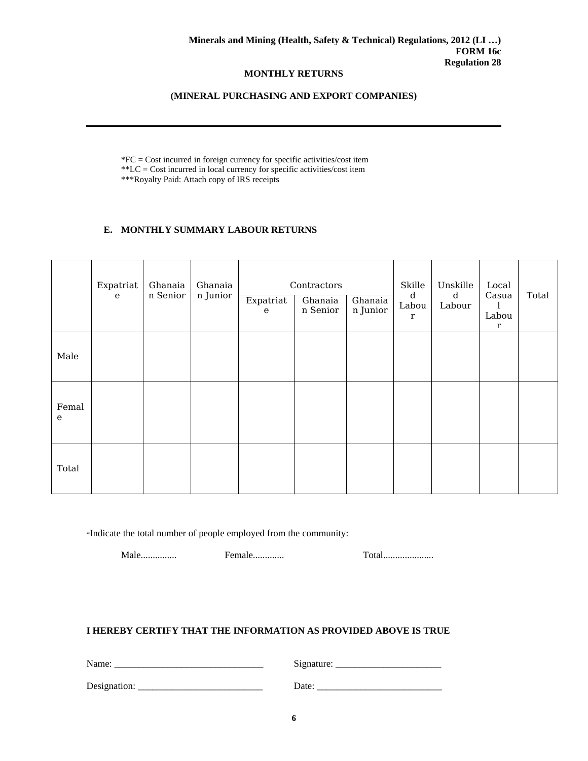**Minerals and Mining (Health, Safety & Technical) Regulations, 2012 (LI …)**
**FORM 16c**
**Regulation 28**

**MONTHLY RETURNS**

**(MINERAL PURCHASING AND EXPORT COMPANIES)**

---

*FC = Cost incurred in foreign currency for specific activities/cost item
**LC = Cost incurred in local currency for specific activities/cost item
***Royalty Paid: Attach copy of IRS receipts

## E. MONTHLY SUMMARY LABOUR RETURNS

| | Expatriate | Ghanaian Senior | Ghanaian Junior | Contractors | | | Skilled Labour | Unskilled Labour | Local Casual Labour | Total |
|---|---|---|---|---|---|---|---|---|---|---|
| | | | | Expatriate | Ghanaian Senior | Ghanaian Junior | | | | |
| Male | | | | | | | | | | |
| Female | | | | | | | | | | |
| Total | | | | | | | | | | |

*Indicate the total number of people employed from the community:

Male............... Female............. Total.....................

**I HEREBY CERTIFY THAT THE INFORMATION AS PROVIDED ABOVE IS TRUE**

Name: _______________________________ Signature: ______________________

Designation: __________________________ Date: __________________________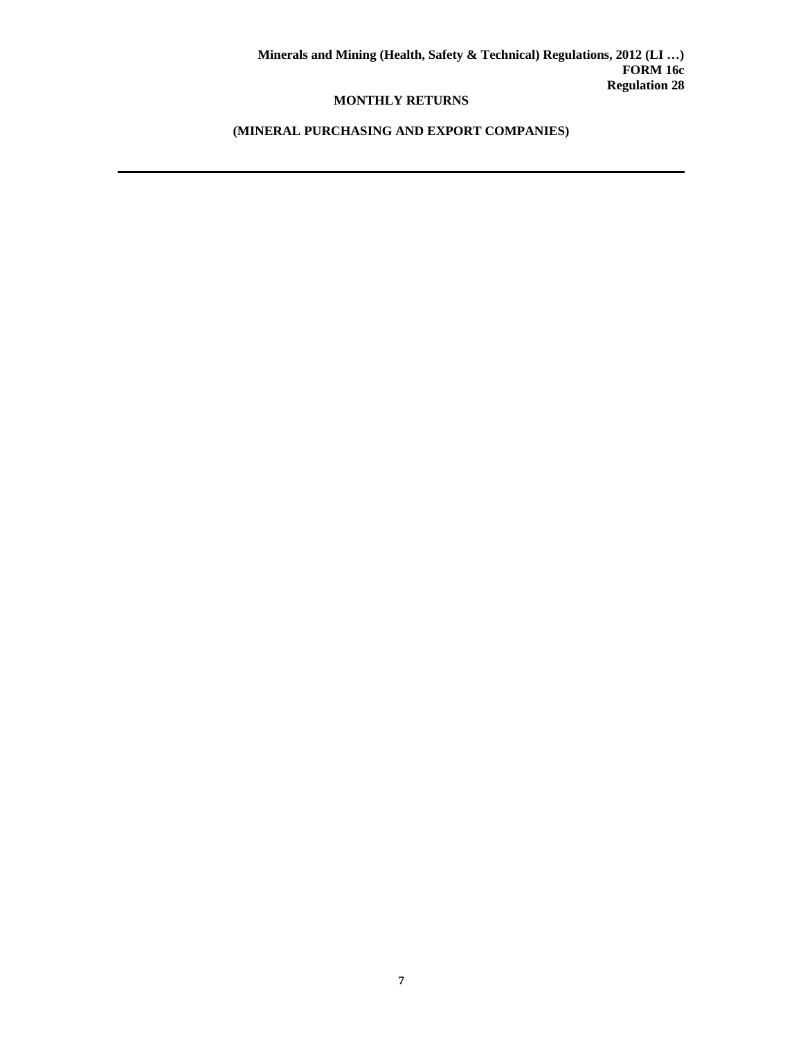**Minerals and Mining (Health, Safety & Technical) Regulations, 2012 (LI …)**
**FORM 16c**
**Regulation 28**

**MONTHLY RETURNS**

**(MINERAL PURCHASING AND EXPORT COMPANIES)**

---